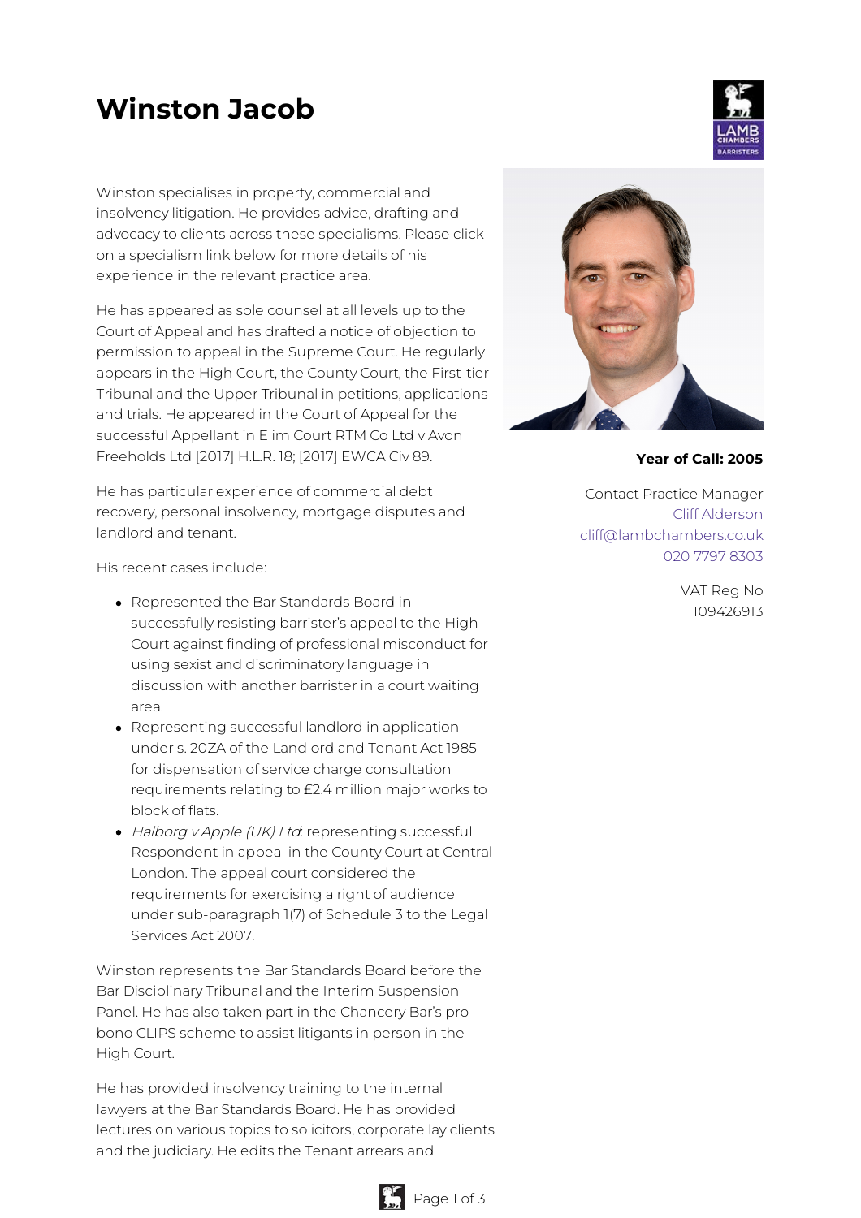# Winston Jacob

Winston specialises in property, commercial and insolvency litigation. He provides advice, drafting and advocacy to clients across these specialisms. Please click on a specialism link below for more details of his experience in the relevant practice area.

He has appeared as sole counsel at all levels up to the Court of Appeal and has drafted a notice of objection to permission to appeal in the Supreme Court. He regularly appears in the High Court, the County Court, the First-tier Tribunal and the Upper Tribunal in petitions, applications and trials. He appeared in the Court of Appeal for the successful Appellant in Elim Court RTM Co Ltd v Avon Freeholds Ltd [2017] H.L.R. 18; [2017] EWCA Civ 89.

He has particular experience of commercial debt recovery, personal insolvency, mortgage disputes and landlord and tenant.

His recent cases include:

- Represented the Bar Standards Board in successfully resisting barrister's appeal to the High Court against finding of professional misconduct for using sexist and discriminatory language in discussion with another barrister in a court waiting area.
- Representing successful landlord in application under s. 20ZA of the Landlord and Tenant Act 1985 for dispensation of service charge consultation requirements relating to £2.4 million major works to block of flats.
- *Halborg v Apple (UK) Ltd*: representing successful Respondent in appeal in the County Court at Central London. The appeal court considered the requirements for exercising a right of audience under sub-paragraph 1(7) of Schedule 3 to the Legal Services Act 2007.

Winston represents the Bar Standards Board before the Bar Disciplinary Tribunal and the Interim Suspension Panel. He has also taken part in the Chancery Bar's pro bono CLIPS scheme to assist litigants in person in the High Court.

He has provided insolvency training to the internal lawyers at the Bar Standards Board. He has provided lectures on various topics to solicitors, corporate lay clients and the judiciary. He edits the Tenant arrears and

**Year of Call: 2005**

Contact Practice Manager
Cliff Alderson
cliff@lambchambers.co.uk
020 7797 8303

VAT Reg No
109426913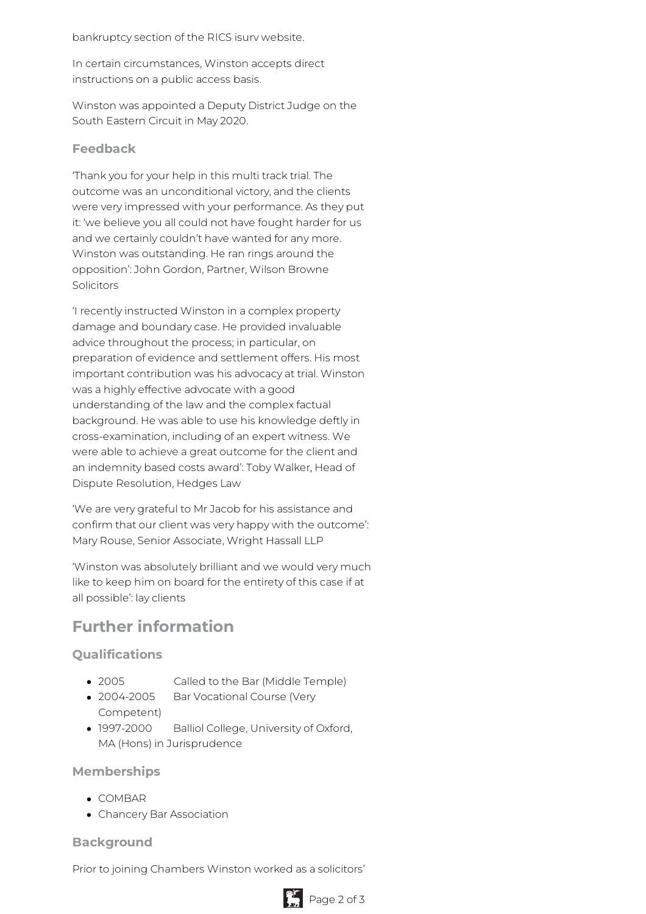bankruptcy section of the RICS isurv website.

In certain circumstances, Winston accepts direct instructions on a public access basis.

Winston was appointed a Deputy District Judge on the South Eastern Circuit in May 2020.

### Feedback

'Thank you for your help in this multi track trial. The outcome was an unconditional victory, and the clients were very impressed with your performance. As they put it: 'we believe you all could not have fought harder for us and we certainly couldn't have wanted for any more. Winston was outstanding. He ran rings around the opposition': John Gordon, Partner, Wilson Browne Solicitors

'I recently instructed Winston in a complex property damage and boundary case. He provided invaluable advice throughout the process; in particular, on preparation of evidence and settlement offers. His most important contribution was his advocacy at trial. Winston was a highly effective advocate with a good understanding of the law and the complex factual background. He was able to use his knowledge deftly in cross-examination, including of an expert witness. We were able to achieve a great outcome for the client and an indemnity based costs award': Toby Walker, Head of Dispute Resolution, Hedges Law

'We are very grateful to Mr Jacob for his assistance and confirm that our client was very happy with the outcome': Mary Rouse, Senior Associate, Wright Hassall LLP

'Winston was absolutely brilliant and we would very much like to keep him on board for the entirety of this case if at all possible': lay clients

## Further information

### Qualifications

- 2005 Called to the Bar (Middle Temple)
- 2004-2005 Bar Vocational Course (Very Competent)
- 1997-2000 Balliol College, University of Oxford, MA (Hons) in Jurisprudence

### Memberships

- COMBAR
- Chancery Bar Association

### Background

Prior to joining Chambers Winston worked as a solicitors'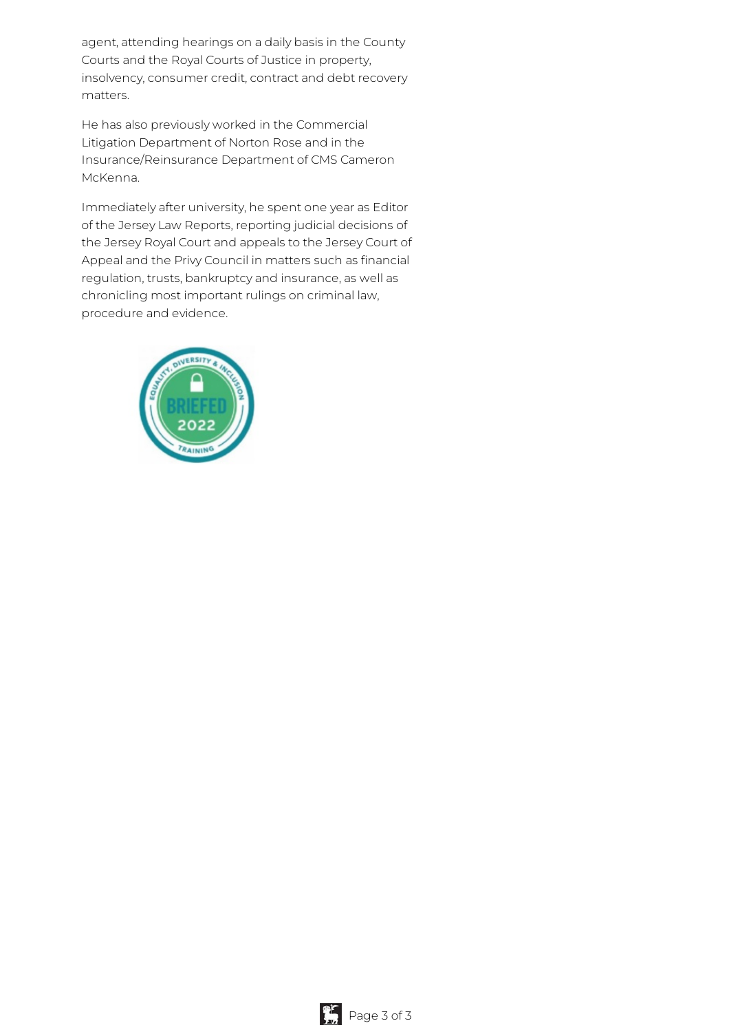agent, attending hearings on a daily basis in the County Courts and the Royal Courts of Justice in property, insolvency, consumer credit, contract and debt recovery matters.

He has also previously worked in the Commercial Litigation Department of Norton Rose and in the Insurance/Reinsurance Department of CMS Cameron McKenna.

Immediately after university, he spent one year as Editor of the Jersey Law Reports, reporting judicial decisions of the Jersey Royal Court and appeals to the Jersey Court of Appeal and the Privy Council in matters such as financial regulation, trusts, bankruptcy and insurance, as well as chronicling most important rulings on criminal law, procedure and evidence.